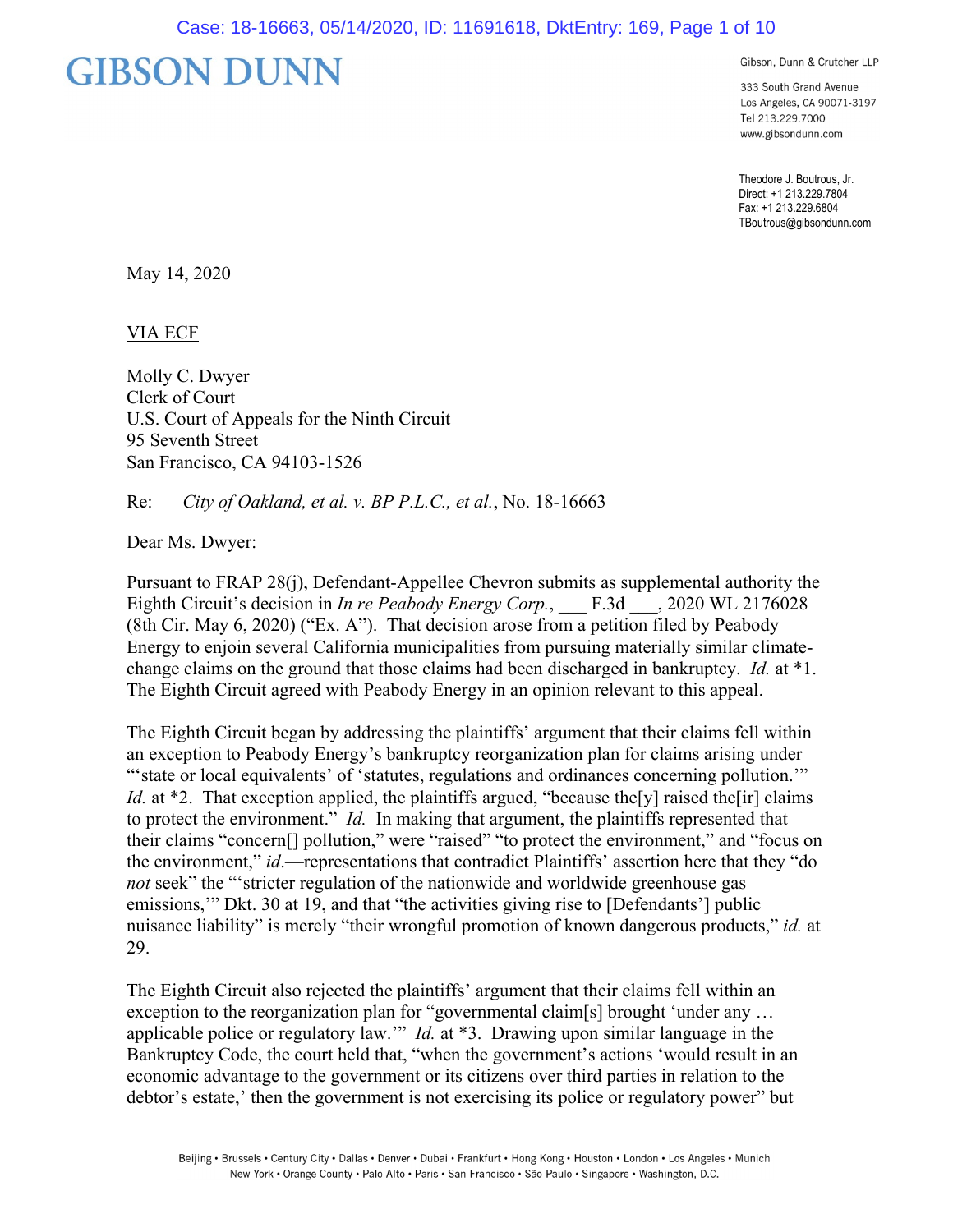# GIBSON DUNN

Gibson, Dunn & Crutcher LLP

333 South Grand Avenue
Los Angeles, CA 90071-3197
Tel 213.229.7000
www.gibsondunn.com

Theodore J. Boutrous, Jr.
Direct: +1 213.229.7804
Fax: +1 213.229.6804
TBoutrous@gibsondunn.com

May 14, 2020

VIA ECF

Molly C. Dwyer
Clerk of Court
U.S. Court of Appeals for the Ninth Circuit
95 Seventh Street
San Francisco, CA 94103-1526

Re: *City of Oakland, et al. v. BP P.L.C., et al.*, No. 18-16663

Dear Ms. Dwyer:

Pursuant to FRAP 28(j), Defendant-Appellee Chevron submits as supplemental authority the Eighth Circuit's decision in *In re Peabody Energy Corp.*, ___ F.3d ___, 2020 WL 2176028 (8th Cir. May 6, 2020) ("Ex. A"). That decision arose from a petition filed by Peabody Energy to enjoin several California municipalities from pursuing materially similar climate-change claims on the ground that those claims had been discharged in bankruptcy. *Id.* at *1. The Eighth Circuit agreed with Peabody Energy in an opinion relevant to this appeal.

The Eighth Circuit began by addressing the plaintiffs' argument that their claims fell within an exception to Peabody Energy's bankruptcy reorganization plan for claims arising under "'state or local equivalents' of 'statutes, regulations and ordinances concerning pollution.'" *Id.* at *2. That exception applied, the plaintiffs argued, "because the[y] raised the[ir] claims to protect the environment." *Id.* In making that argument, the plaintiffs represented that their claims "concern[] pollution," were "raised" "to protect the environment," and "focus on the environment," *id.*—representations that contradict Plaintiffs' assertion here that they "do *not* seek" the "'stricter regulation of the nationwide and worldwide greenhouse gas emissions,'" Dkt. 30 at 19, and that "the activities giving rise to [Defendants'] public nuisance liability" is merely "their wrongful promotion of known dangerous products," *id.* at 29.

The Eighth Circuit also rejected the plaintiffs' argument that their claims fell within an exception to the reorganization plan for "governmental claim[s] brought 'under any … applicable police or regulatory law.'" *Id.* at *3. Drawing upon similar language in the Bankruptcy Code, the court held that, "when the government's actions 'would result in an economic advantage to the government or its citizens over third parties in relation to the debtor's estate,' then the government is not exercising its police or regulatory power" but

Beijing • Brussels • Century City • Dallas • Denver • Dubai • Frankfurt • Hong Kong • Houston • London • Los Angeles • Munich
New York • Orange County • Palo Alto • Paris • San Francisco • São Paulo • Singapore • Washington, D.C.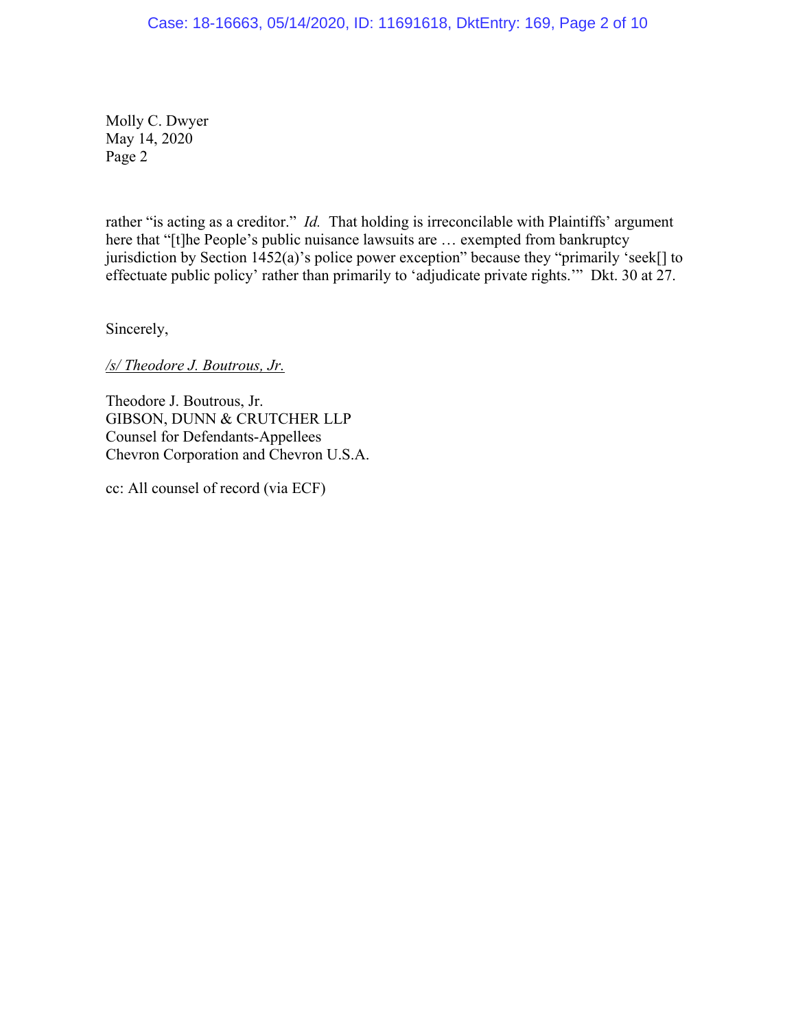Molly C. Dwyer
May 14, 2020
Page 2

rather "is acting as a creditor." *Id.* That holding is irreconcilable with Plaintiffs' argument here that "[t]he People's public nuisance lawsuits are … exempted from bankruptcy jurisdiction by Section 1452(a)'s police power exception" because they "primarily 'seek[] to effectuate public policy' rather than primarily to 'adjudicate private rights.'" Dkt. 30 at 27.

Sincerely,

*/s/ Theodore J. Boutrous, Jr.*

Theodore J. Boutrous, Jr.
GIBSON, DUNN & CRUTCHER LLP
Counsel for Defendants-Appellees
Chevron Corporation and Chevron U.S.A.

cc: All counsel of record (via ECF)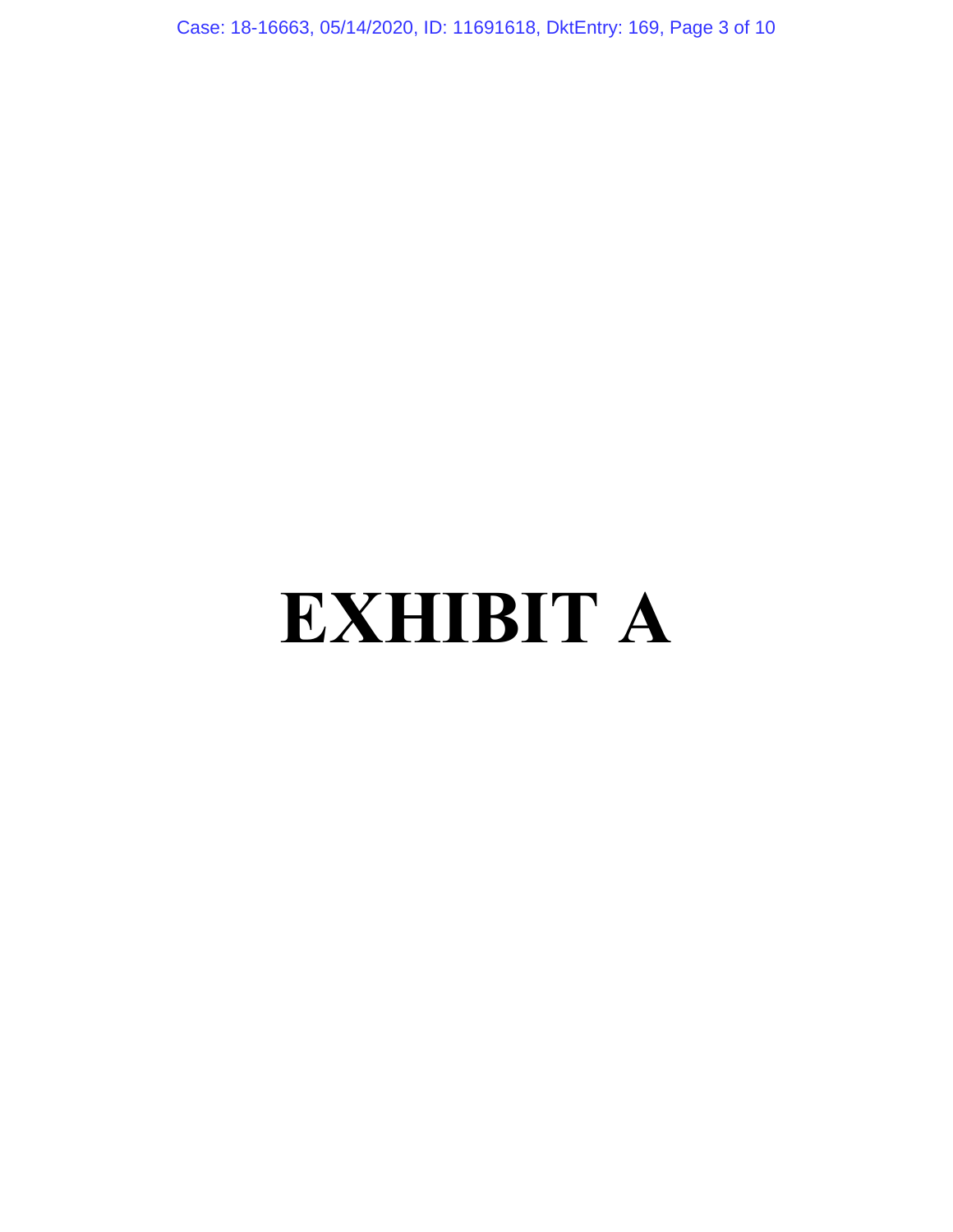# EXHIBIT A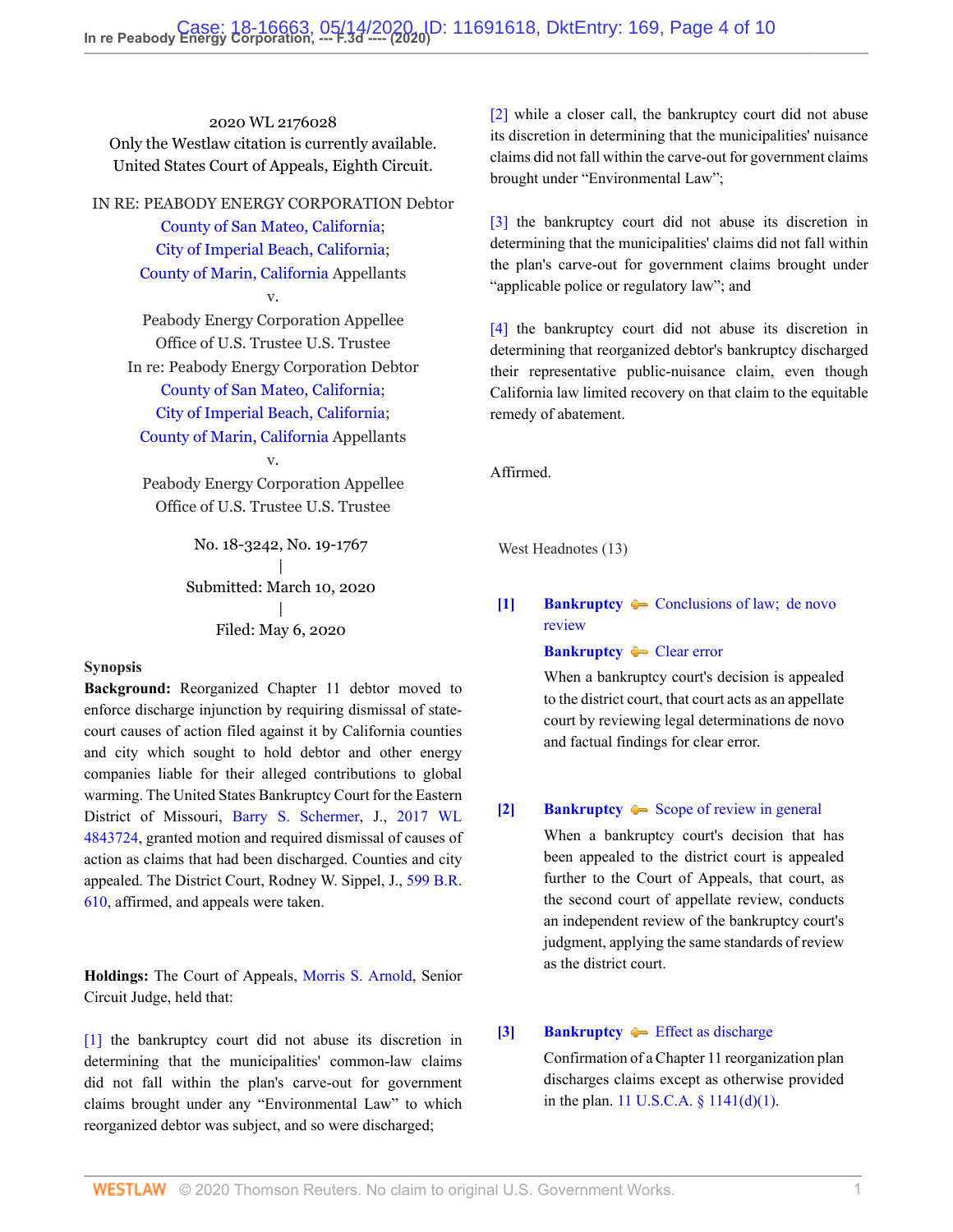2020 WL 2176028
Only the Westlaw citation is currently available.
United States Court of Appeals, Eighth Circuit.

IN RE: PEABODY ENERGY CORPORATION Debtor
County of San Mateo, California;
City of Imperial Beach, California;
County of Marin, California Appellants
v.
Peabody Energy Corporation Appellee
Office of U.S. Trustee U.S. Trustee
In re: Peabody Energy Corporation Debtor
County of San Mateo, California;
City of Imperial Beach, California;
County of Marin, California Appellants
v.
Peabody Energy Corporation Appellee
Office of U.S. Trustee U.S. Trustee

No. 18-3242, No. 19-1767
|
Submitted: March 10, 2020
|
Filed: May 6, 2020

**Synopsis**

**Background:** Reorganized Chapter 11 debtor moved to enforce discharge injunction by requiring dismissal of state-court causes of action filed against it by California counties and city which sought to hold debtor and other energy companies liable for their alleged contributions to global warming. The United States Bankruptcy Court for the Eastern District of Missouri, Barry S. Schermer, J., 2017 WL 4843724, granted motion and required dismissal of causes of action as claims that had been discharged. Counties and city appealed. The District Court, Rodney W. Sippel, J., 599 B.R. 610, affirmed, and appeals were taken.

**Holdings:** The Court of Appeals, Morris S. Arnold, Senior Circuit Judge, held that:

[1] the bankruptcy court did not abuse its discretion in determining that the municipalities' common-law claims did not fall within the plan's carve-out for government claims brought under any "Environmental Law" to which reorganized debtor was subject, and so were discharged;

[2] while a closer call, the bankruptcy court did not abuse its discretion in determining that the municipalities' nuisance claims did not fall within the carve-out for government claims brought under "Environmental Law";

[3] the bankruptcy court did not abuse its discretion in determining that the municipalities' claims did not fall within the plan's carve-out for government claims brought under "applicable police or regulatory law"; and

[4] the bankruptcy court did not abuse its discretion in determining that reorganized debtor's bankruptcy discharged their representative public-nuisance claim, even though California law limited recovery on that claim to the equitable remedy of abatement.

Affirmed.

West Headnotes (13)

**[1]** **Bankruptcy** — Conclusions of law; de novo review
**Bankruptcy** — Clear error

When a bankruptcy court's decision is appealed to the district court, that court acts as an appellate court by reviewing legal determinations de novo and factual findings for clear error.

**[2]** **Bankruptcy** — Scope of review in general

When a bankruptcy court's decision that has been appealed to the district court is appealed further to the Court of Appeals, that court, as the second court of appellate review, conducts an independent review of the bankruptcy court's judgment, applying the same standards of review as the district court.

**[3]** **Bankruptcy** — Effect as discharge

Confirmation of a Chapter 11 reorganization plan discharges claims except as otherwise provided in the plan. 11 U.S.C.A. § 1141(d)(1).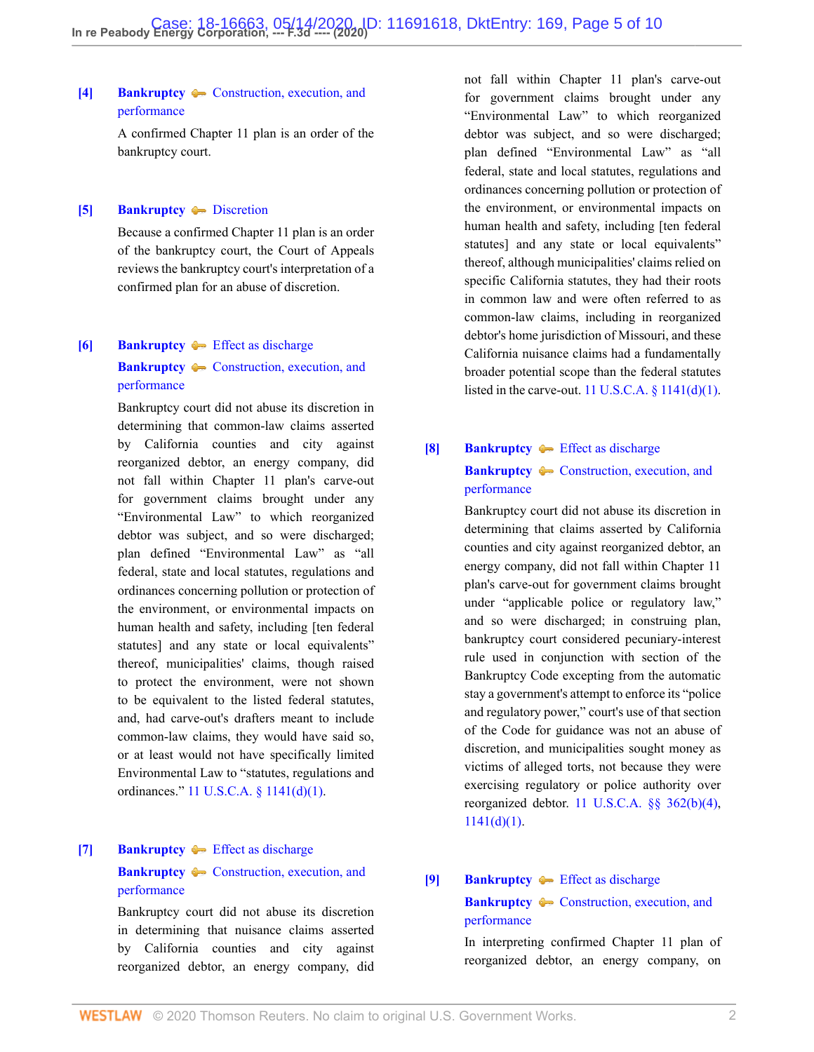**[4]** **Bankruptcy** Construction, execution, and performance

A confirmed Chapter 11 plan is an order of the bankruptcy court.

**[5]** **Bankruptcy** Discretion

Because a confirmed Chapter 11 plan is an order of the bankruptcy court, the Court of Appeals reviews the bankruptcy court's interpretation of a confirmed plan for an abuse of discretion.

**[6]** **Bankruptcy** Effect as discharge
**Bankruptcy** Construction, execution, and performance

Bankruptcy court did not abuse its discretion in determining that common-law claims asserted by California counties and city against reorganized debtor, an energy company, did not fall within Chapter 11 plan's carve-out for government claims brought under any "Environmental Law" to which reorganized debtor was subject, and so were discharged; plan defined "Environmental Law" as "all federal, state and local statutes, regulations and ordinances concerning pollution or protection of the environment, or environmental impacts on human health and safety, including [ten federal statutes] and any state or local equivalents" thereof, municipalities' claims, though raised to protect the environment, were not shown to be equivalent to the listed federal statutes, and, had carve-out's drafters meant to include common-law claims, they would have said so, or at least would not have specifically limited Environmental Law to "statutes, regulations and ordinances." 11 U.S.C.A. § 1141(d)(1).

**[7]** **Bankruptcy** Effect as discharge
**Bankruptcy** Construction, execution, and performance

Bankruptcy court did not abuse its discretion in determining that nuisance claims asserted by California counties and city against reorganized debtor, an energy company, did not fall within Chapter 11 plan's carve-out for government claims brought under any "Environmental Law" to which reorganized debtor was subject, and so were discharged; plan defined "Environmental Law" as "all federal, state and local statutes, regulations and ordinances concerning pollution or protection of the environment, or environmental impacts on human health and safety, including [ten federal statutes] and any state or local equivalents" thereof, although municipalities' claims relied on specific California statutes, they had their roots in common law and were often referred to as common-law claims, including in reorganized debtor's home jurisdiction of Missouri, and these California nuisance claims had a fundamentally broader potential scope than the federal statutes listed in the carve-out. 11 U.S.C.A. § 1141(d)(1).

**[8]** **Bankruptcy** Effect as discharge
**Bankruptcy** Construction, execution, and performance

Bankruptcy court did not abuse its discretion in determining that claims asserted by California counties and city against reorganized debtor, an energy company, did not fall within Chapter 11 plan's carve-out for government claims brought under "applicable police or regulatory law," and so were discharged; in construing plan, bankruptcy court considered pecuniary-interest rule used in conjunction with section of the Bankruptcy Code excepting from the automatic stay a government's attempt to enforce its "police and regulatory power," court's use of that section of the Code for guidance was not an abuse of discretion, and municipalities sought money as victims of alleged torts, not because they were exercising regulatory or police authority over reorganized debtor. 11 U.S.C.A. §§ 362(b)(4), 1141(d)(1).

**[9]** **Bankruptcy** Effect as discharge
**Bankruptcy** Construction, execution, and performance

In interpreting confirmed Chapter 11 plan of reorganized debtor, an energy company, on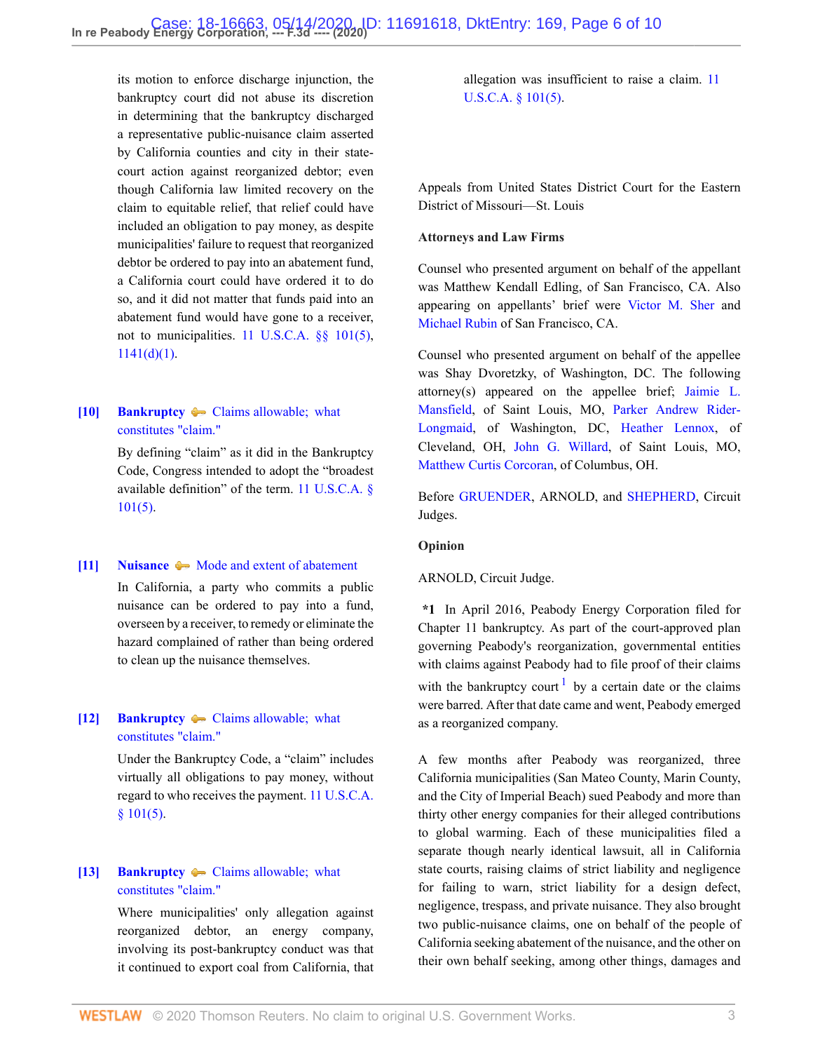its motion to enforce discharge injunction, the bankruptcy court did not abuse its discretion in determining that the bankruptcy discharged a representative public-nuisance claim asserted by California counties and city in their state-court action against reorganized debtor; even though California law limited recovery on the claim to equitable relief, that relief could have included an obligation to pay money, as despite municipalities' failure to request that reorganized debtor be ordered to pay into an abatement fund, a California court could have ordered it to do so, and it did not matter that funds paid into an abatement fund would have gone to a receiver, not to municipalities. 11 U.S.C.A. §§ 101(5), 1141(d)(1).

**[10] Bankruptcy** Claims allowable; what constitutes "claim."

By defining "claim" as it did in the Bankruptcy Code, Congress intended to adopt the "broadest available definition" of the term. 11 U.S.C.A. § 101(5).

**[11] Nuisance** Mode and extent of abatement

In California, a party who commits a public nuisance can be ordered to pay into a fund, overseen by a receiver, to remedy or eliminate the hazard complained of rather than being ordered to clean up the nuisance themselves.

**[12] Bankruptcy** Claims allowable; what constitutes "claim."

Under the Bankruptcy Code, a "claim" includes virtually all obligations to pay money, without regard to who receives the payment. 11 U.S.C.A. § 101(5).

**[13] Bankruptcy** Claims allowable; what constitutes "claim."

Where municipalities' only allegation against reorganized debtor, an energy company, involving its post-bankruptcy conduct was that it continued to export coal from California, that allegation was insufficient to raise a claim. 11 U.S.C.A. § 101(5).

Appeals from United States District Court for the Eastern District of Missouri—St. Louis

**Attorneys and Law Firms**

Counsel who presented argument on behalf of the appellant was Matthew Kendall Edling, of San Francisco, CA. Also appearing on appellants' brief were Victor M. Sher and Michael Rubin of San Francisco, CA.

Counsel who presented argument on behalf of the appellee was Shay Dvoretzky, of Washington, DC. The following attorney(s) appeared on the appellee brief; Jaimie L. Mansfield, of Saint Louis, MO, Parker Andrew Rider-Longmaid, of Washington, DC, Heather Lennox, of Cleveland, OH, John G. Willard, of Saint Louis, MO, Matthew Curtis Corcoran, of Columbus, OH.

Before GRUENDER, ARNOLD, and SHEPHERD, Circuit Judges.

**Opinion**

ARNOLD, Circuit Judge.

**\*1** In April 2016, Peabody Energy Corporation filed for Chapter 11 bankruptcy. As part of the court-approved plan governing Peabody's reorganization, governmental entities with claims against Peabody had to file proof of their claims with the bankruptcy court [1] by a certain date or the claims were barred. After that date came and went, Peabody emerged as a reorganized company.

A few months after Peabody was reorganized, three California municipalities (San Mateo County, Marin County, and the City of Imperial Beach) sued Peabody and more than thirty other energy companies for their alleged contributions to global warming. Each of these municipalities filed a separate though nearly identical lawsuit, all in California state courts, raising claims of strict liability and negligence for failing to warn, strict liability for a design defect, negligence, trespass, and private nuisance. They also brought two public-nuisance claims, one on behalf of the people of California seeking abatement of the nuisance, and the other on their own behalf seeking, among other things, damages and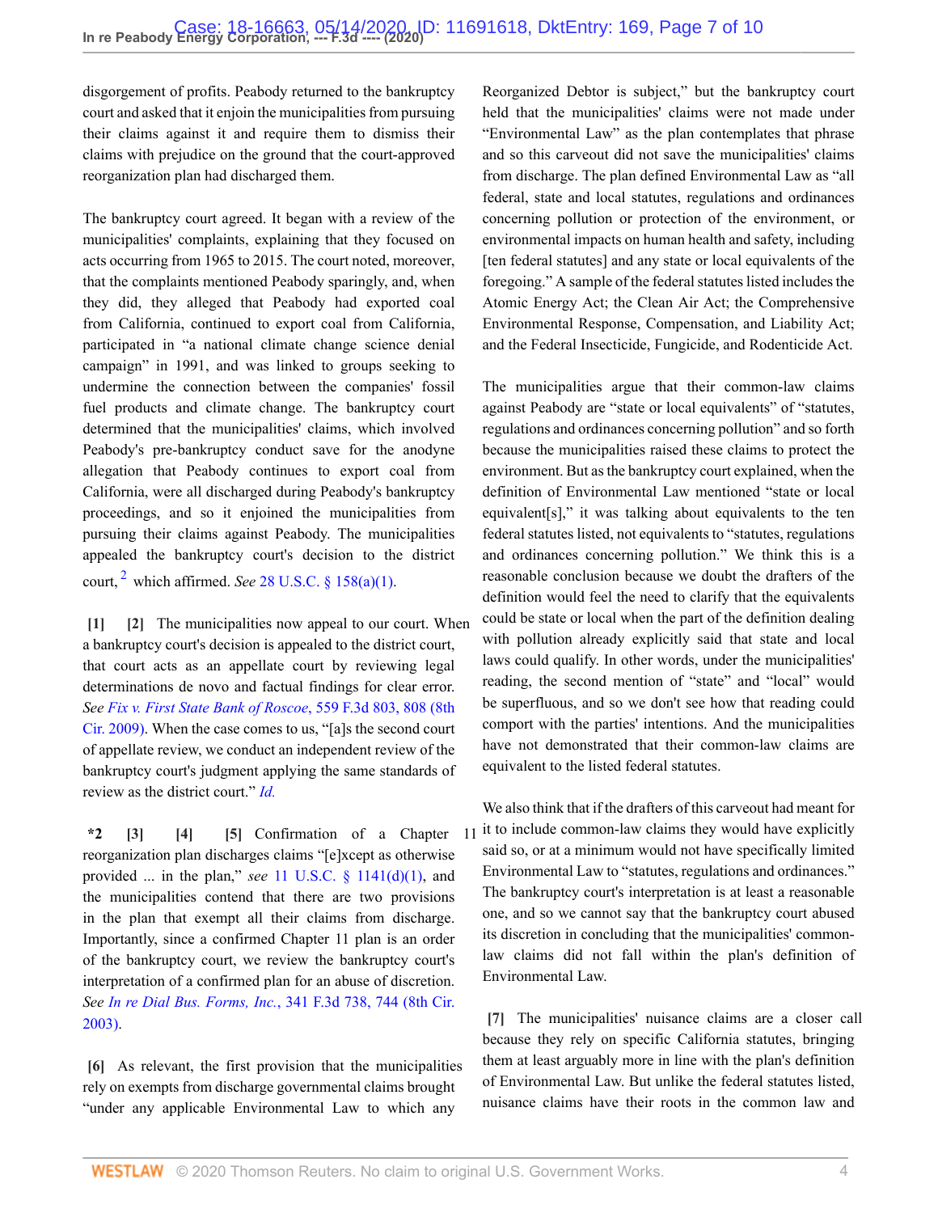disgorgement of profits. Peabody returned to the bankruptcy court and asked that it enjoin the municipalities from pursuing their claims against it and require them to dismiss their claims with prejudice on the ground that the court-approved reorganization plan had discharged them.

The bankruptcy court agreed. It began with a review of the municipalities' complaints, explaining that they focused on acts occurring from 1965 to 2015. The court noted, moreover, that the complaints mentioned Peabody sparingly, and, when they did, they alleged that Peabody had exported coal from California, continued to export coal from California, participated in "a national climate change science denial campaign" in 1991, and was linked to groups seeking to undermine the connection between the companies' fossil fuel products and climate change. The bankruptcy court determined that the municipalities' claims, which involved Peabody's pre-bankruptcy conduct save for the anodyne allegation that Peabody continues to export coal from California, were all discharged during Peabody's bankruptcy proceedings, and so it enjoined the municipalities from pursuing their claims against Peabody. The municipalities appealed the bankruptcy court's decision to the district court, [2] which affirmed. *See* 28 U.S.C. § 158(a)(1).

**[1] [2]** The municipalities now appeal to our court. When a bankruptcy court's decision is appealed to the district court, that court acts as an appellate court by reviewing legal determinations de novo and factual findings for clear error. *See Fix v. First State Bank of Roscoe*, 559 F.3d 803, 808 (8th Cir. 2009). When the case comes to us, "[a]s the second court of appellate review, we conduct an independent review of the bankruptcy court's judgment applying the same standards of review as the district court." *Id.*

**\*2 [3] [4] [5]** Confirmation of a Chapter 11 reorganization plan discharges claims "[e]xcept as otherwise provided ... in the plan," *see* 11 U.S.C. § 1141(d)(1), and the municipalities contend that there are two provisions in the plan that exempt all their claims from discharge. Importantly, since a confirmed Chapter 11 plan is an order of the bankruptcy court, we review the bankruptcy court's interpretation of a confirmed plan for an abuse of discretion. *See In re Dial Bus. Forms, Inc.*, 341 F.3d 738, 744 (8th Cir. 2003).

**[6]** As relevant, the first provision that the municipalities rely on exempts from discharge governmental claims brought "under any applicable Environmental Law to which any Reorganized Debtor is subject," but the bankruptcy court held that the municipalities' claims were not made under "Environmental Law" as the plan contemplates that phrase and so this carveout did not save the municipalities' claims from discharge. The plan defined Environmental Law as "all federal, state and local statutes, regulations and ordinances concerning pollution or protection of the environment, or environmental impacts on human health and safety, including [ten federal statutes] and any state or local equivalents of the foregoing." A sample of the federal statutes listed includes the Atomic Energy Act; the Clean Air Act; the Comprehensive Environmental Response, Compensation, and Liability Act; and the Federal Insecticide, Fungicide, and Rodenticide Act.

The municipalities argue that their common-law claims against Peabody are "state or local equivalents" of "statutes, regulations and ordinances concerning pollution" and so forth because the municipalities raised these claims to protect the environment. But as the bankruptcy court explained, when the definition of Environmental Law mentioned "state or local equivalent[s]," it was talking about equivalents to the ten federal statutes listed, not equivalents to "statutes, regulations and ordinances concerning pollution." We think this is a reasonable conclusion because we doubt the drafters of the definition would feel the need to clarify that the equivalents could be state or local when the part of the definition dealing with pollution already explicitly said that state and local laws could qualify. In other words, under the municipalities' reading, the second mention of "state" and "local" would be superfluous, and so we don't see how that reading could comport with the parties' intentions. And the municipalities have not demonstrated that their common-law claims are equivalent to the listed federal statutes.

We also think that if the drafters of this carveout had meant for it to include common-law claims they would have explicitly said so, or at a minimum would not have specifically limited Environmental Law to "statutes, regulations and ordinances." The bankruptcy court's interpretation is at least a reasonable one, and so we cannot say that the bankruptcy court abused its discretion in concluding that the municipalities' common-law claims did not fall within the plan's definition of Environmental Law.

**[7]** The municipalities' nuisance claims are a closer call because they rely on specific California statutes, bringing them at least arguably more in line with the plan's definition of Environmental Law. But unlike the federal statutes listed, nuisance claims have their roots in the common law and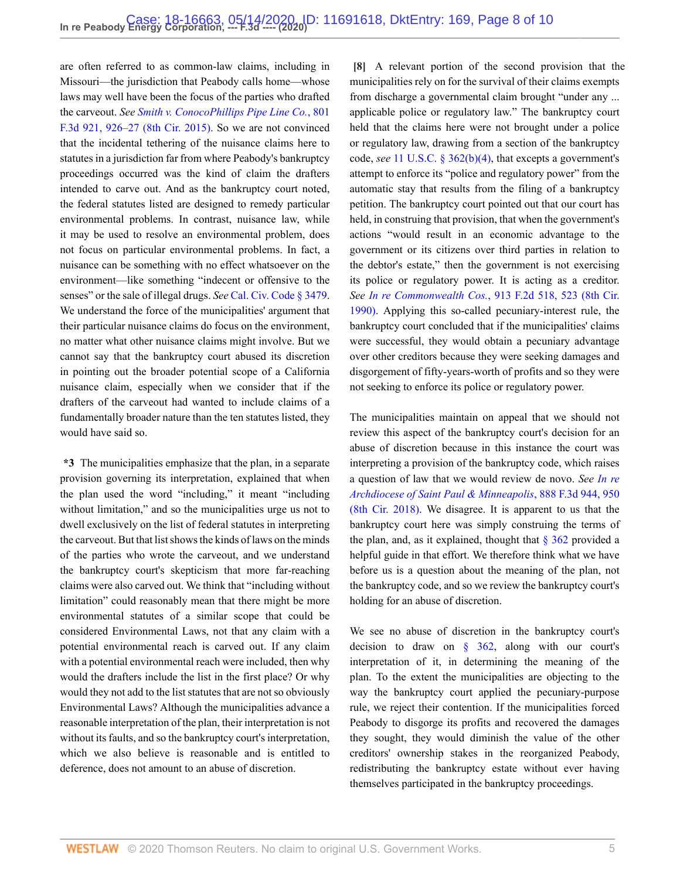are often referred to as common-law claims, including in Missouri—the jurisdiction that Peabody calls home—whose laws may well have been the focus of the parties who drafted the carveout. *See Smith v. ConocoPhillips Pipe Line Co.*, 801 F.3d 921, 926–27 (8th Cir. 2015). So we are not convinced that the incidental tethering of the nuisance claims here to statutes in a jurisdiction far from where Peabody's bankruptcy proceedings occurred was the kind of claim the drafters intended to carve out. And as the bankruptcy court noted, the federal statutes listed are designed to remedy particular environmental problems. In contrast, nuisance law, while it may be used to resolve an environmental problem, does not focus on particular environmental problems. In fact, a nuisance can be something with no effect whatsoever on the environment—like something "indecent or offensive to the senses" or the sale of illegal drugs. *See* Cal. Civ. Code § 3479. We understand the force of the municipalities' argument that their particular nuisance claims do focus on the environment, no matter what other nuisance claims might involve. But we cannot say that the bankruptcy court abused its discretion in pointing out the broader potential scope of a California nuisance claim, especially when we consider that if the drafters of the carveout had wanted to include claims of a fundamentally broader nature than the ten statutes listed, they would have said so.

**\*3** The municipalities emphasize that the plan, in a separate provision governing its interpretation, explained that when the plan used the word "including," it meant "including without limitation," and so the municipalities urge us not to dwell exclusively on the list of federal statutes in interpreting the carveout. But that list shows the kinds of laws on the minds of the parties who wrote the carveout, and we understand the bankruptcy court's skepticism that more far-reaching claims were also carved out. We think that "including without limitation" could reasonably mean that there might be more environmental statutes of a similar scope that could be considered Environmental Laws, not that any claim with a potential environmental reach is carved out. If any claim with a potential environmental reach were included, then why would the drafters include the list in the first place? Or why would they not add to the list statutes that are not so obviously Environmental Laws? Although the municipalities advance a reasonable interpretation of the plan, their interpretation is not without its faults, and so the bankruptcy court's interpretation, which we also believe is reasonable and is entitled to deference, does not amount to an abuse of discretion.

**[8]** A relevant portion of the second provision that the municipalities rely on for the survival of their claims exempts from discharge a governmental claim brought "under any ... applicable police or regulatory law." The bankruptcy court held that the claims here were not brought under a police or regulatory law, drawing from a section of the bankruptcy code, *see* 11 U.S.C. § 362(b)(4), that excepts a government's attempt to enforce its "police and regulatory power" from the automatic stay that results from the filing of a bankruptcy petition. The bankruptcy court pointed out that our court has held, in construing that provision, that when the government's actions "would result in an economic advantage to the government or its citizens over third parties in relation to the debtor's estate," then the government is not exercising its police or regulatory power. It is acting as a creditor. *See In re Commonwealth Cos.*, 913 F.2d 518, 523 (8th Cir. 1990). Applying this so-called pecuniary-interest rule, the bankruptcy court concluded that if the municipalities' claims were successful, they would obtain a pecuniary advantage over other creditors because they were seeking damages and disgorgement of fifty-years-worth of profits and so they were not seeking to enforce its police or regulatory power.

The municipalities maintain on appeal that we should not review this aspect of the bankruptcy court's decision for an abuse of discretion because in this instance the court was interpreting a provision of the bankruptcy code, which raises a question of law that we would review de novo. *See In re Archdiocese of Saint Paul & Minneapolis*, 888 F.3d 944, 950 (8th Cir. 2018). We disagree. It is apparent to us that the bankruptcy court here was simply construing the terms of the plan, and, as it explained, thought that § 362 provided a helpful guide in that effort. We therefore think what we have before us is a question about the meaning of the plan, not the bankruptcy code, and so we review the bankruptcy court's holding for an abuse of discretion.

We see no abuse of discretion in the bankruptcy court's decision to draw on § 362, along with our court's interpretation of it, in determining the meaning of the plan. To the extent the municipalities are objecting to the way the bankruptcy court applied the pecuniary-purpose rule, we reject their contention. If the municipalities forced Peabody to disgorge its profits and recovered the damages they sought, they would diminish the value of the other creditors' ownership stakes in the reorganized Peabody, redistributing the bankruptcy estate without ever having themselves participated in the bankruptcy proceedings.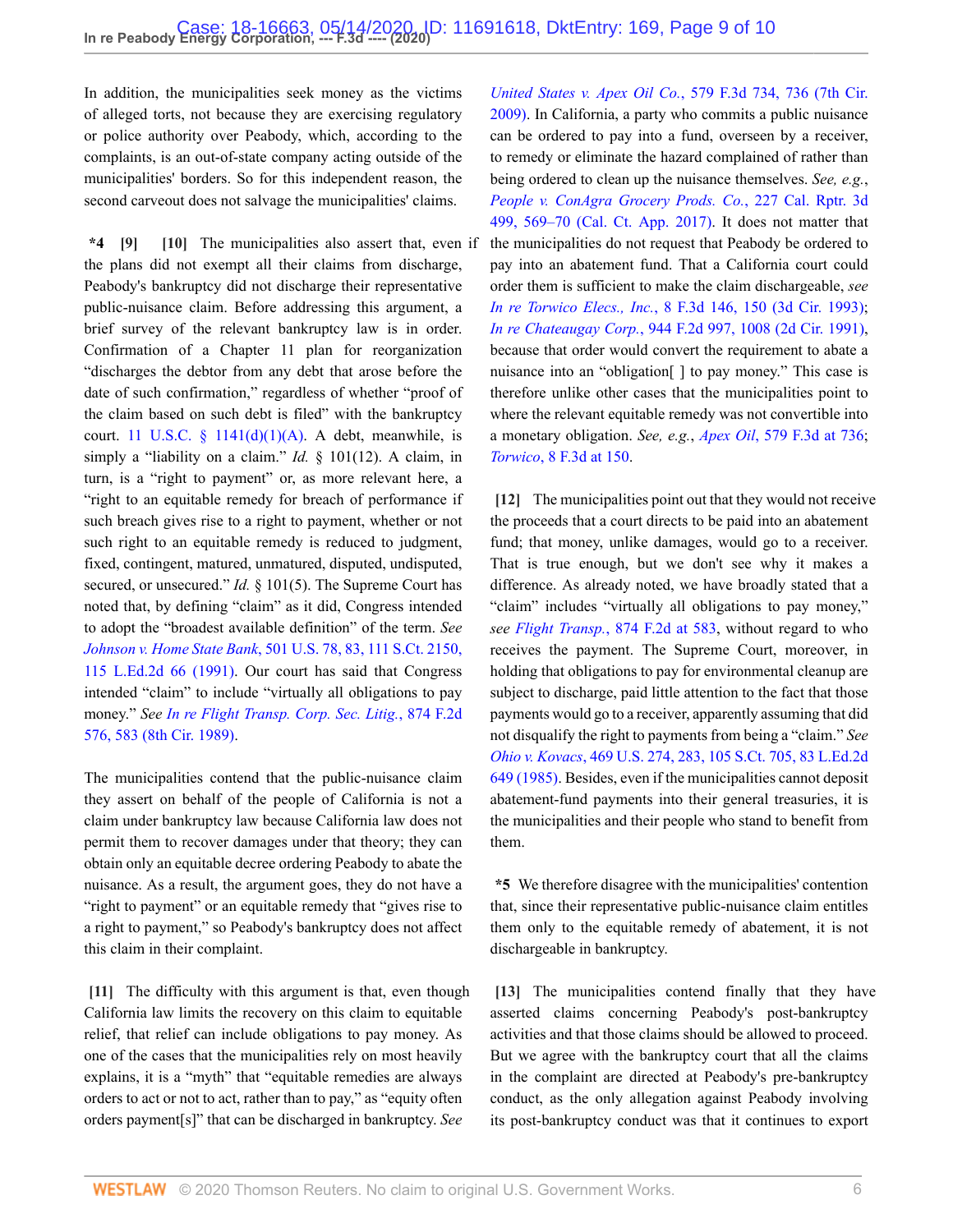In addition, the municipalities seek money as the victims of alleged torts, not because they are exercising regulatory or police authority over Peabody, which, according to the complaints, is an out-of-state company acting outside of the municipalities' borders. So for this independent reason, the second carveout does not salvage the municipalities' claims.

**\*4** **[9]** **[10]** The municipalities also assert that, even if the plans did not exempt all their claims from discharge, Peabody's bankruptcy did not discharge their representative public-nuisance claim. Before addressing this argument, a brief survey of the relevant bankruptcy law is in order. Confirmation of a Chapter 11 plan for reorganization "discharges the debtor from any debt that arose before the date of such confirmation," regardless of whether "proof of the claim based on such debt is filed" with the bankruptcy court. 11 U.S.C. § 1141(d)(1)(A). A debt, meanwhile, is simply a "liability on a claim." *Id.* § 101(12). A claim, in turn, is a "right to payment" or, as more relevant here, a "right to an equitable remedy for breach of performance if such breach gives rise to a right to payment, whether or not such right to an equitable remedy is reduced to judgment, fixed, contingent, matured, unmatured, disputed, undisputed, secured, or unsecured." *Id.* § 101(5). The Supreme Court has noted that, by defining "claim" as it did, Congress intended to adopt the "broadest available definition" of the term. *See Johnson v. Home State Bank*, 501 U.S. 78, 83, 111 S.Ct. 2150, 115 L.Ed.2d 66 (1991). Our court has said that Congress intended "claim" to include "virtually all obligations to pay money." *See In re Flight Transp. Corp. Sec. Litig.*, 874 F.2d 576, 583 (8th Cir. 1989).

The municipalities contend that the public-nuisance claim they assert on behalf of the people of California is not a claim under bankruptcy law because California law does not permit them to recover damages under that theory; they can obtain only an equitable decree ordering Peabody to abate the nuisance. As a result, the argument goes, they do not have a "right to payment" or an equitable remedy that "gives rise to a right to payment," so Peabody's bankruptcy does not affect this claim in their complaint.

**[11]** The difficulty with this argument is that, even though California law limits the recovery on this claim to equitable relief, that relief can include obligations to pay money. As one of the cases that the municipalities rely on most heavily explains, it is a "myth" that "equitable remedies are always orders to act or not to act, rather than to pay," as "equity often orders payment[s]" that can be discharged in bankruptcy. *See United States v. Apex Oil Co.*, 579 F.3d 734, 736 (7th Cir. 2009). In California, a party who commits a public nuisance can be ordered to pay into a fund, overseen by a receiver, to remedy or eliminate the hazard complained of rather than being ordered to clean up the nuisance themselves. *See, e.g.*, *People v. ConAgra Grocery Prods. Co.*, 227 Cal. Rptr. 3d 499, 569–70 (Cal. Ct. App. 2017). It does not matter that the municipalities do not request that Peabody be ordered to pay into an abatement fund. That a California court could order them is sufficient to make the claim dischargeable, *see In re Torwico Elecs., Inc.*, 8 F.3d 146, 150 (3d Cir. 1993); *In re Chateaugay Corp.*, 944 F.2d 997, 1008 (2d Cir. 1991), because that order would convert the requirement to abate a nuisance into an "obligation[ ] to pay money." This case is therefore unlike other cases that the municipalities point to where the relevant equitable remedy was not convertible into a monetary obligation. *See, e.g.*, *Apex Oil*, 579 F.3d at 736; *Torwico*, 8 F.3d at 150.

**[12]** The municipalities point out that they would not receive the proceeds that a court directs to be paid into an abatement fund; that money, unlike damages, would go to a receiver. That is true enough, but we don't see why it makes a difference. As already noted, we have broadly stated that a "claim" includes "virtually all obligations to pay money," *see Flight Transp.*, 874 F.2d at 583, without regard to who receives the payment. The Supreme Court, moreover, in holding that obligations to pay for environmental cleanup are subject to discharge, paid little attention to the fact that those payments would go to a receiver, apparently assuming that did not disqualify the right to payments from being a "claim." *See Ohio v. Kovacs*, 469 U.S. 274, 283, 105 S.Ct. 705, 83 L.Ed.2d 649 (1985). Besides, even if the municipalities cannot deposit abatement-fund payments into their general treasuries, it is the municipalities and their people who stand to benefit from them.

**\*5** We therefore disagree with the municipalities' contention that, since their representative public-nuisance claim entitles them only to the equitable remedy of abatement, it is not dischargeable in bankruptcy.

**[13]** The municipalities contend finally that they have asserted claims concerning Peabody's post-bankruptcy activities and that those claims should be allowed to proceed. But we agree with the bankruptcy court that all the claims in the complaint are directed at Peabody's pre-bankruptcy conduct, as the only allegation against Peabody involving its post-bankruptcy conduct was that it continues to export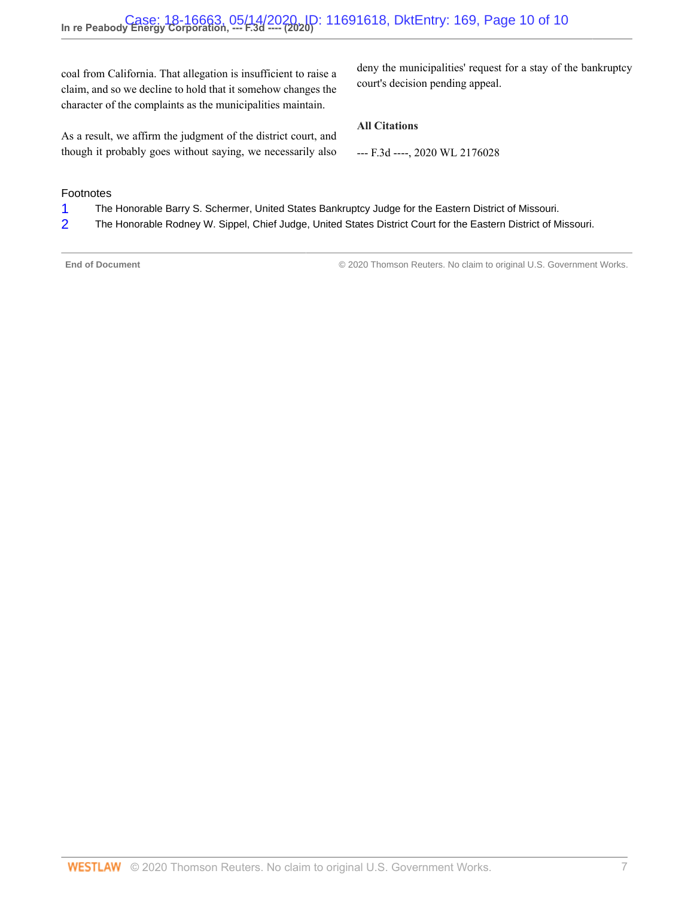coal from California. That allegation is insufficient to raise a claim, and so we decline to hold that it somehow changes the character of the complaints as the municipalities maintain.

As a result, we affirm the judgment of the district court, and though it probably goes without saying, we necessarily also deny the municipalities' request for a stay of the bankruptcy court's decision pending appeal.

**All Citations**

--- F.3d ----, 2020 WL 2176028

Footnotes

1 The Honorable Barry S. Schermer, United States Bankruptcy Judge for the Eastern District of Missouri.

2 The Honorable Rodney W. Sippel, Chief Judge, United States District Court for the Eastern District of Missouri.

**End of Document** © 2020 Thomson Reuters. No claim to original U.S. Government Works.